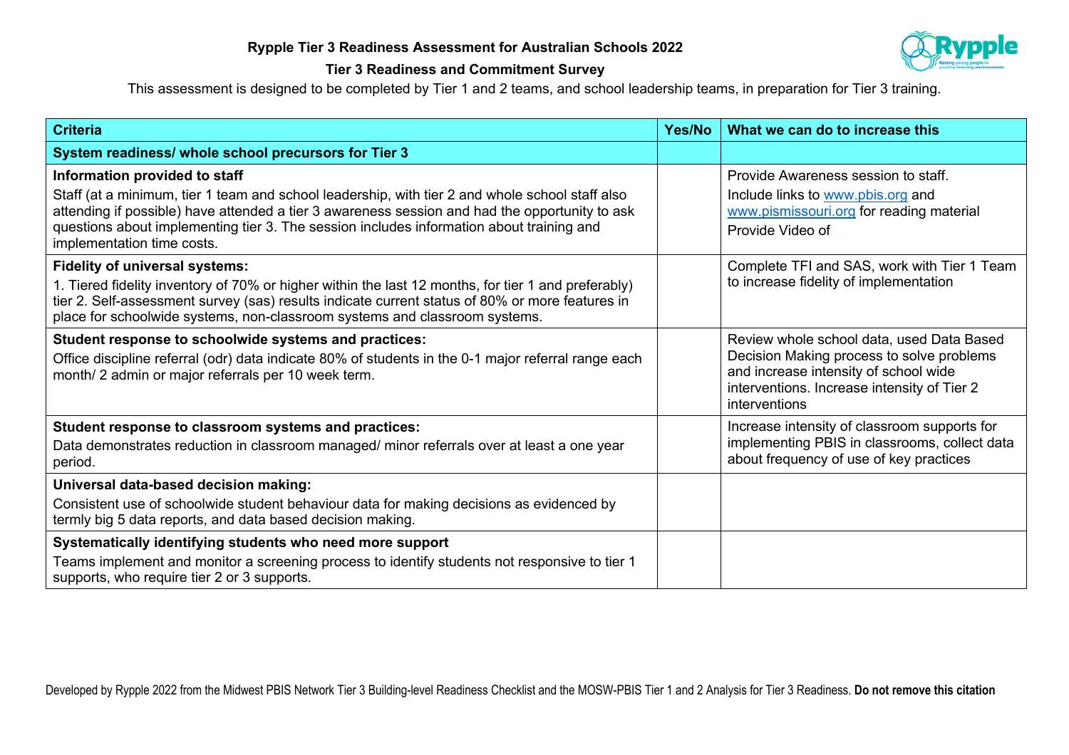**Rypple Tier 3 Readiness Assessment for Australian Schools 2022**

**Tier 3 Readiness and Commitment Survey**

This assessment is designed to be completed by Tier 1 and 2 teams, and school leadership teams, in preparation for Tier 3 training.

| Criteria | Yes/No | What we can do to increase this |
|---|---|---|
| **System readiness/ whole school precursors for Tier 3** | | |
| **Information provided to staff**<br>Staff (at a minimum, tier 1 team and school leadership, with tier 2 and whole school staff also attending if possible) have attended a tier 3 awareness session and had the opportunity to ask questions about implementing tier 3. The session includes information about training and implementation time costs. | | Provide Awareness session to staff.<br>Include links to www.pbis.org and www.pismissouri.org for reading material<br>Provide Video of |
| **Fidelity of universal systems:**<br>1. Tiered fidelity inventory of 70% or higher within the last 12 months, for tier 1 and preferably) tier 2. Self-assessment survey (sas) results indicate current status of 80% or more features in place for schoolwide systems, non-classroom systems and classroom systems. | | Complete TFI and SAS, work with Tier 1 Team to increase fidelity of implementation |
| **Student response to schoolwide systems and practices:**<br>Office discipline referral (odr) data indicate 80% of students in the 0-1 major referral range each month/ 2 admin or major referrals per 10 week term. | | Review whole school data, used Data Based Decision Making process to solve problems and increase intensity of school wide interventions. Increase intensity of Tier 2 interventions |
| **Student response to classroom systems and practices:**<br>Data demonstrates reduction in classroom managed/ minor referrals over at least a one year period. | | Increase intensity of classroom supports for implementing PBIS in classrooms, collect data about frequency of use of key practices |
| **Universal data-based decision making:**<br>Consistent use of schoolwide student behaviour data for making decisions as evidenced by termly big 5 data reports, and data based decision making. | | |
| **Systematically identifying students who need more support**<br>Teams implement and monitor a screening process to identify students not responsive to tier 1 supports, who require tier 2 or 3 supports. | | |

Developed by Rypple 2022 from the Midwest PBIS Network Tier 3 Building-level Readiness Checklist and the MOSW-PBIS Tier 1 and 2 Analysis for Tier 3 Readiness. **Do not remove this citation**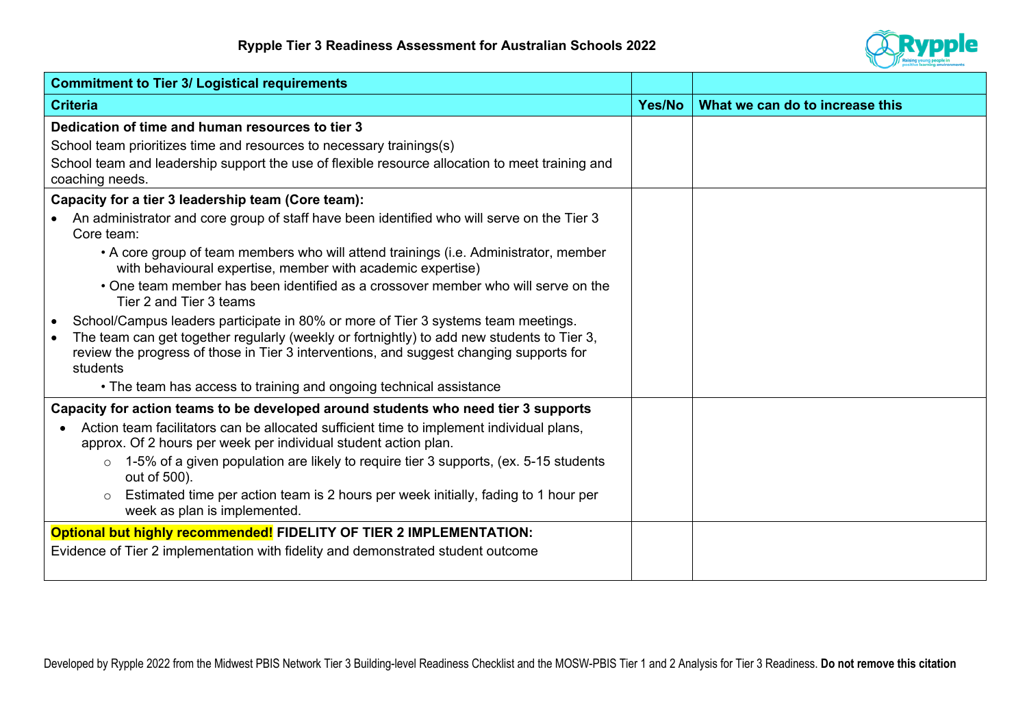**Rypple Tier 3 Readiness Assessment for Australian Schools 2022**

| Commitment to Tier 3/ Logistical requirements | | |
|---|---|---|
| **Criteria** | **Yes/No** | **What we can do to increase this** |
| **Dedication of time and human resources to tier 3**<br>School team prioritizes time and resources to necessary trainings(s)<br>School team and leadership support the use of flexible resource allocation to meet training and coaching needs. | | |
| **Capacity for a tier 3 leadership team (Core team):**<br>• An administrator and core group of staff have been identified who will serve on the Tier 3 Core team:<br>• A core group of team members who will attend trainings (i.e. Administrator, member with behavioural expertise, member with academic expertise)<br>• One team member has been identified as a crossover member who will serve on the Tier 2 and Tier 3 teams<br>• School/Campus leaders participate in 80% or more of Tier 3 systems team meetings.<br>• The team can get together regularly (weekly or fortnightly) to add new students to Tier 3, review the progress of those in Tier 3 interventions, and suggest changing supports for students<br>• The team has access to training and ongoing technical assistance | | |
| **Capacity for action teams to be developed around students who need tier 3 supports**<br>• Action team facilitators can be allocated sufficient time to implement individual plans, approx. Of 2 hours per week per individual student action plan.<br>○ 1-5% of a given population are likely to require tier 3 supports, (ex. 5-15 students out of 500).<br>○ Estimated time per action team is 2 hours per week initially, fading to 1 hour per week as plan is implemented. | | |
| **Optional but highly recommended! FIDELITY OF TIER 2 IMPLEMENTATION:**<br>Evidence of Tier 2 implementation with fidelity and demonstrated student outcome | | |

Developed by Rypple 2022 from the Midwest PBIS Network Tier 3 Building-level Readiness Checklist and the MOSW-PBIS Tier 1 and 2 Analysis for Tier 3 Readiness. **Do not remove this citation**